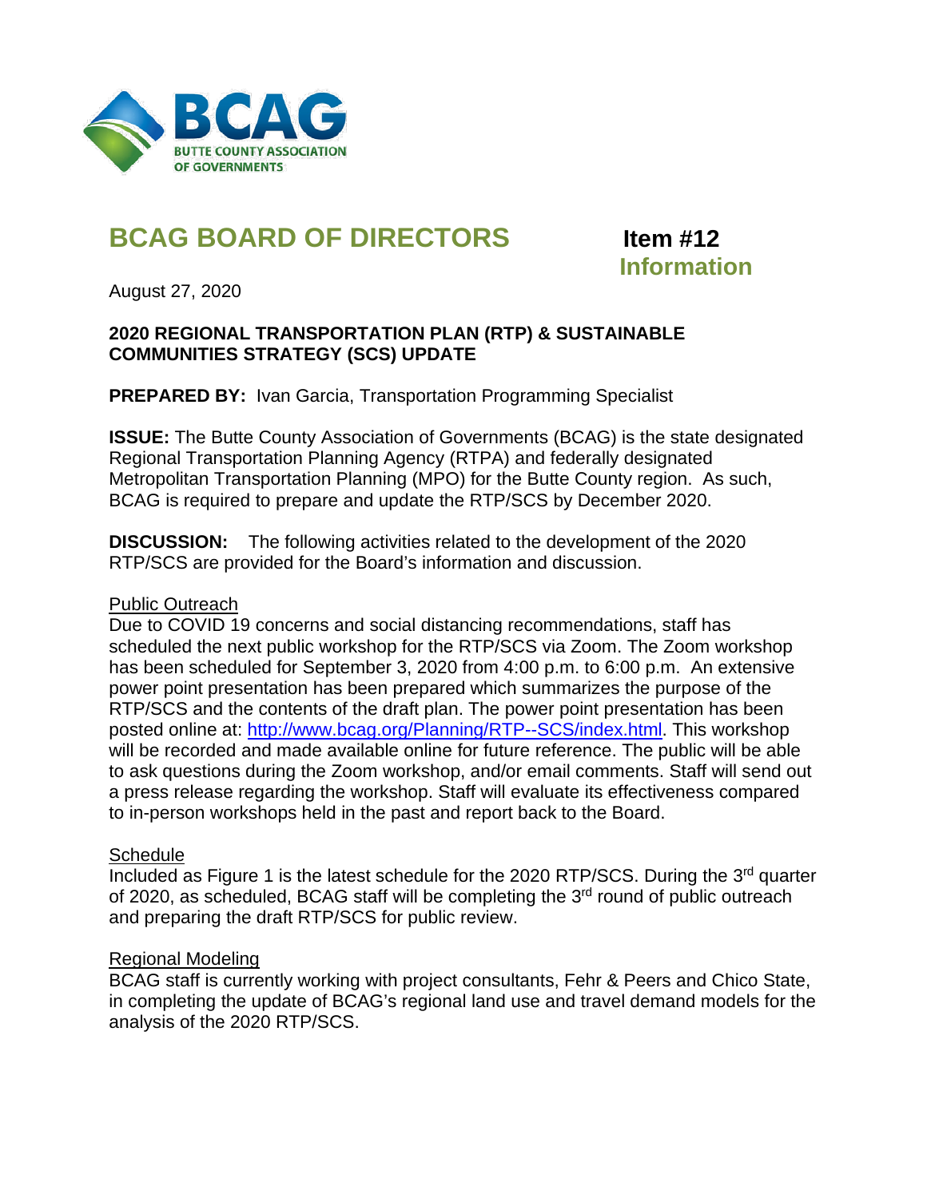BCAG

BUTTE COUNTY ASSOCIATION OF GOVERNMENTS

# BCAG BOARD OF DIRECTORS

**Item #12**
**Information**

August 27, 2020

**2020 REGIONAL TRANSPORTATION PLAN (RTP) & SUSTAINABLE COMMUNITIES STRATEGY (SCS) UPDATE**

**PREPARED BY:** Ivan Garcia, Transportation Programming Specialist

**ISSUE:** The Butte County Association of Governments (BCAG) is the state designated Regional Transportation Planning Agency (RTPA) and federally designated Metropolitan Transportation Planning (MPO) for the Butte County region. As such, BCAG is required to prepare and update the RTP/SCS by December 2020.

**DISCUSSION:** The following activities related to the development of the 2020 RTP/SCS are provided for the Board's information and discussion.

Public Outreach

Due to COVID 19 concerns and social distancing recommendations, staff has scheduled the next public workshop for the RTP/SCS via Zoom. The Zoom workshop has been scheduled for September 3, 2020 from 4:00 p.m. to 6:00 p.m. An extensive power point presentation has been prepared which summarizes the purpose of the RTP/SCS and the contents of the draft plan. The power point presentation has been posted online at: http://www.bcag.org/Planning/RTP--SCS/index.html. This workshop will be recorded and made available online for future reference. The public will be able to ask questions during the Zoom workshop, and/or email comments. Staff will send out a press release regarding the workshop. Staff will evaluate its effectiveness compared to in-person workshops held in the past and report back to the Board.

Schedule

Included as Figure 1 is the latest schedule for the 2020 RTP/SCS. During the 3rd quarter of 2020, as scheduled, BCAG staff will be completing the 3rd round of public outreach and preparing the draft RTP/SCS for public review.

Regional Modeling

BCAG staff is currently working with project consultants, Fehr & Peers and Chico State, in completing the update of BCAG's regional land use and travel demand models for the analysis of the 2020 RTP/SCS.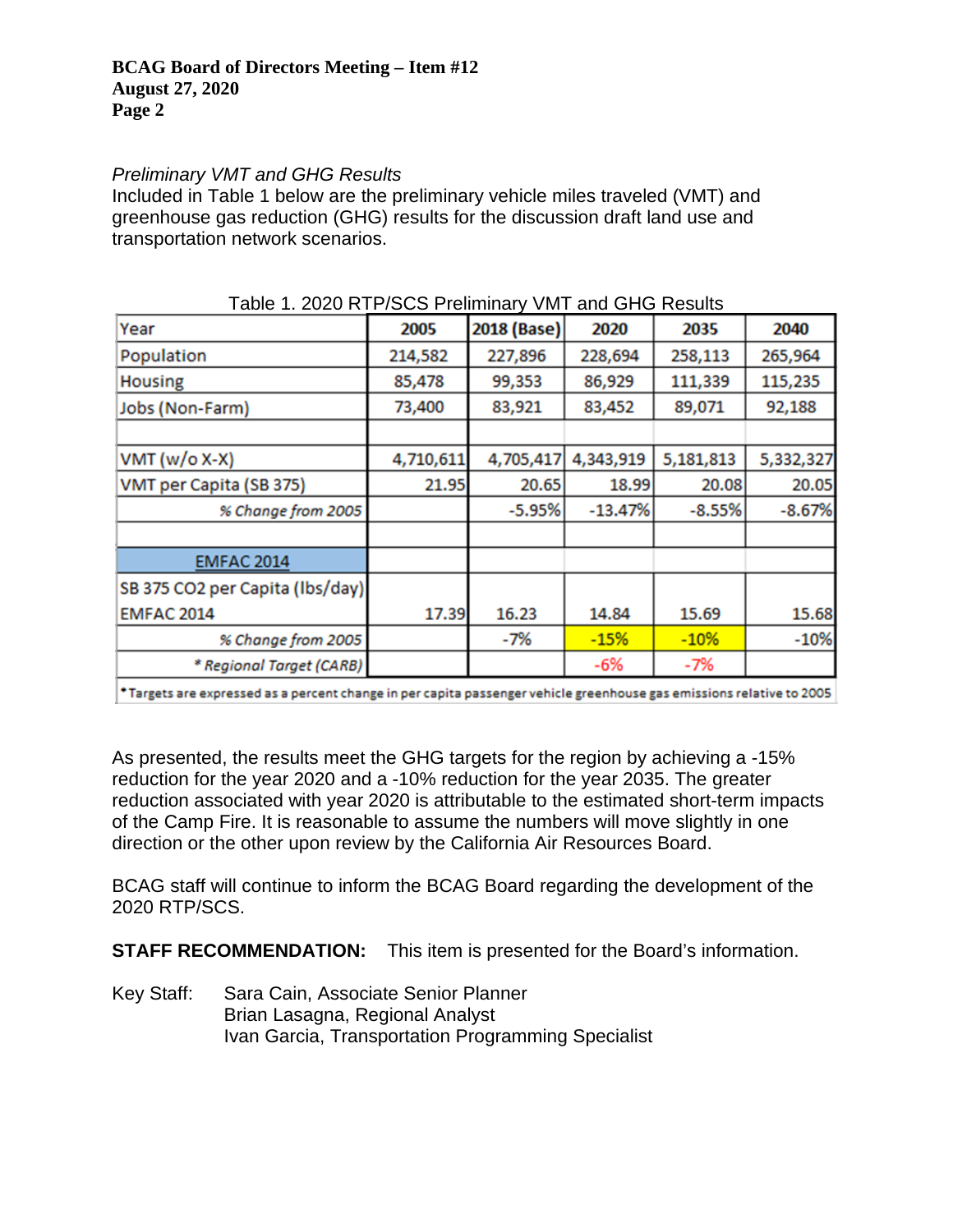*Preliminary VMT and GHG Results*

Included in Table 1 below are the preliminary vehicle miles traveled (VMT) and greenhouse gas reduction (GHG) results for the discussion draft land use and transportation network scenarios.

Table 1. 2020 RTP/SCS Preliminary VMT and GHG Results

| Year | 2005 | 2018 (Base) | 2020 | 2035 | 2040 |
|---|---|---|---|---|---|
| Population | 214,582 | 227,896 | 228,694 | 258,113 | 265,964 |
| Housing | 85,478 | 99,353 | 86,929 | 111,339 | 115,235 |
| Jobs (Non-Farm) | 73,400 | 83,921 | 83,452 | 89,071 | 92,188 |
| | | | | | |
| VMT (w/o X-X) | 4,710,611 | 4,705,417 | 4,343,919 | 5,181,813 | 5,332,327 |
| VMT per Capita (SB 375) | 21.95 | 20.65 | 18.99 | 20.08 | 20.05 |
| *% Change from 2005* | | -5.95% | -13.47% | -8.55% | -8.67% |
| | | | | | |
| EMFAC 2014 | | | | | |
| SB 375 CO2 per Capita (lbs/day) EMFAC 2014 | 17.39 | 16.23 | 14.84 | 15.69 | 15.68 |
| *% Change from 2005* | | -7% | -15% | -10% | -10% |
| *\* Regional Target (CARB)* | | | -6% | -7% | |

\*Targets are expressed as a percent change in per capita passenger vehicle greenhouse gas emissions relative to 2005

As presented, the results meet the GHG targets for the region by achieving a -15% reduction for the year 2020 and a -10% reduction for the year 2035. The greater reduction associated with year 2020 is attributable to the estimated short-term impacts of the Camp Fire. It is reasonable to assume the numbers will move slightly in one direction or the other upon review by the California Air Resources Board.

BCAG staff will continue to inform the BCAG Board regarding the development of the 2020 RTP/SCS.

**STAFF RECOMMENDATION:** This item is presented for the Board's information.

Key Staff: Sara Cain, Associate Senior Planner
Brian Lasagna, Regional Analyst
Ivan Garcia, Transportation Programming Specialist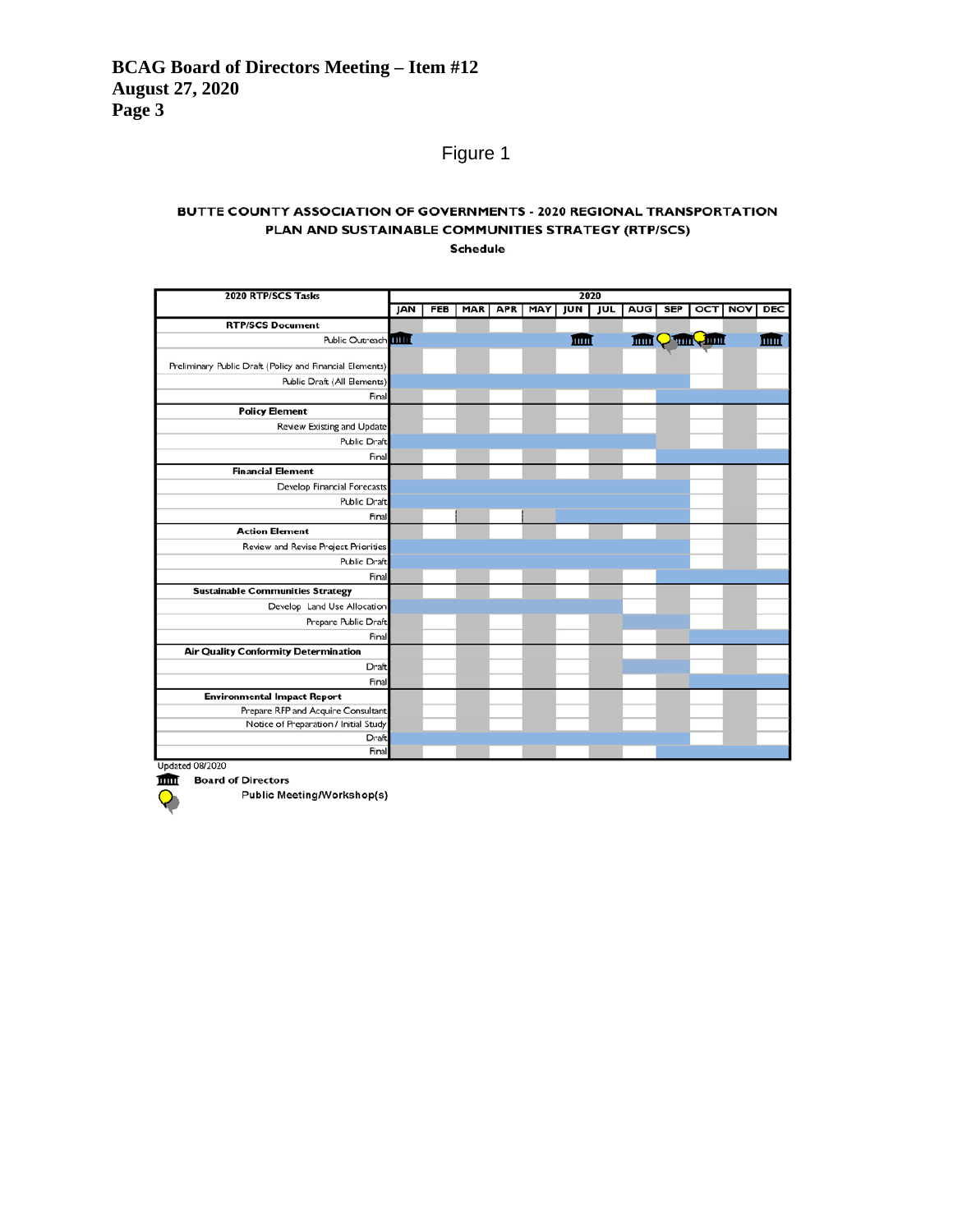Figure 1

**BUTTE COUNTY ASSOCIATION OF GOVERNMENTS - 2020 REGIONAL TRANSPORTATION PLAN AND SUSTAINABLE COMMUNITIES STRATEGY (RTP/SCS)**

**Schedule**

2020 RTP/SCS Tasks

2020

JAN FEB MAR APR MAY JUN JUL AUG SEP OCT NOV DEC

**RTP/SCS Document**

Public Outreach

Preliminary Public Draft (Policy and Financial Elements)

Public Draft (All Elements)

Final

**Policy Element**

Review Existing and Update

Public Draft

Final

**Financial Element**

Develop Financial Forecasts

Public Draft

Final

**Action Element**

Review and Revise Project Priorities

Public Draft

Final

**Sustainable Communities Strategy**

Develop Land Use Allocation

Prepare Public Draft

Final

**Air Quality Conformity Determination**

Draft

Final

**Environmental Impact Report**

Prepare RFP and Acquire Consultant

Notice of Preparation / Initial Study

Draft

Final

Updated 08/2020

Board of Directors

Public Meeting/Workshop(s)